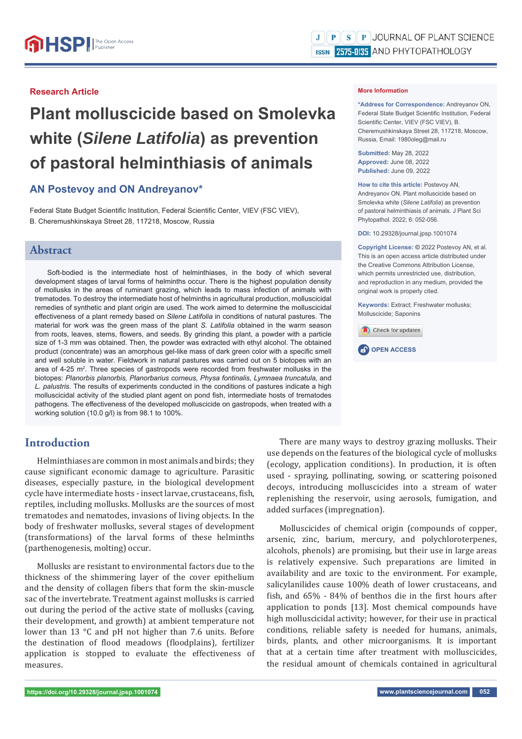Research Article

# Plant molluscicide based on Smolevka white (*Silene Latifolia*) as prevention of pastoral helminthiasis of animals

**AN Postevoy and ON Andreyanov***

Federal State Budget Scientific Institution, Federal Scientific Center, VIEV (FSC VIEV), B. Cheremushkinskaya Street 28, 117218, Moscow, Russia

**More Information**

***Address for Correspondence:** Andreyanov ON, Federal State Budget Scientific Institution, Federal Scientific Center, VIEV (FSC VIEV), B. Cheremushkinskaya Street 28, 117218, Moscow, Russia, Email: 1980oleg@mail.ru

**Submitted:** May 28, 2022
**Approved:** June 08, 2022
**Published:** June 09, 2022

**How to cite this article:** Postevoy AN, Andreyanov ON. Plant molluscicide based on Smolevka white (*Silene Latifolia*) as prevention of pastoral helminthiasis of animals. J Plant Sci Phytopathol. 2022; 6: 052-056.

**DOI:** 10.29328/journal.jpsp.1001074

**Copyright License:** © 2022 Postevoy AN, et al. This is an open access article distributed under the Creative Commons Attribution License, which permits unrestricted use, distribution, and reproduction in any medium, provided the original work is properly cited.

**Keywords:** Extract; Freshwater mollusks; Molluscicide; Saponins

OPEN ACCESS

## Abstract

Soft-bodied is the intermediate host of helminthiases, in the body of which several development stages of larval forms of helminths occur. There is the highest population density of mollusks in the areas of ruminant grazing, which leads to mass infection of animals with trematodes. To destroy the intermediate host of helminths in agricultural production, molluscicidal remedies of synthetic and plant origin are used. The work aimed to determine the molluscicidal effectiveness of a plant remedy based on *Silene Latifolia* in conditions of natural pastures. The material for work was the green mass of the plant *S. Latifolia* obtained in the warm season from roots, leaves, stems, flowers, and seeds. By grinding this plant, a powder with a particle size of 1-3 mm was obtained. Then, the powder was extracted with ethyl alcohol. The obtained product (concentrate) was an amorphous gel-like mass of dark green color with a specific smell and well soluble in water. Fieldwork in natural pastures was carried out on 5 biotopes with an area of 4-25 $m^2$. Three species of gastropods were recorded from freshwater mollusks in the biotopes: *Planorbis planorbis, Planorbarius corneus, Physa fontinalis, Lymnaea truncatula,* and *L. palustris*. The results of experiments conducted in the conditions of pastures indicate a high molluscicidal activity of the studied plant agent on pond fish, intermediate hosts of trematodes pathogens. The effectiveness of the developed molluscicide on gastropods, when treated with a working solution (10.0 g/l) is from 98.1 to 100%.

## Introduction

Helminthiases are common in most animals and birds; they cause significant economic damage to agriculture. Parasitic diseases, especially pasture, in the biological development cycle have intermediate hosts - insect larvae, crustaceans, fish, reptiles, including mollusks. Mollusks are the sources of most trematodes and nematodes, invasions of living objects. In the body of freshwater mollusks, several stages of development (transformations) of the larval forms of these helminths (parthenogenesis, molting) occur.

Mollusks are resistant to environmental factors due to the thickness of the shimmering layer of the cover epithelium and the density of collagen fibers that form the skin-muscle sac of the invertebrate. Treatment against mollusks is carried out during the period of the active state of mollusks (caving, their development, and growth) at ambient temperature not lower than 13 °C and pH not higher than 7.6 units. Before the destination of flood meadows (floodplains), fertilizer application is stopped to evaluate the effectiveness of measures.

There are many ways to destroy grazing mollusks. Their use depends on the features of the biological cycle of mollusks (ecology, application conditions). In production, it is often used - spraying, pollinating, sowing, or scattering poisoned decoys, introducing molluscicides into a stream of water replenishing the reservoir, using aerosols, fumigation, and added surfaces (impregnation).

Molluscicides of chemical origin (compounds of copper, arsenic, zinc, barium, mercury, and polychloroterpenes, alcohols, phenols) are promising, but their use in large areas is relatively expensive. Such preparations are limited in availability and are toxic to the environment. For example, salicylanilides cause 100% death of lower crustaceans, and fish, and 65% - 84% of benthos die in the first hours after application to ponds [13]. Most chemical compounds have high molluscicidal activity; however, for their use in practical conditions, reliable safety is needed for humans, animals, birds, plants, and other microorganisms. It is important that at a certain time after treatment with molluscicides, the residual amount of chemicals contained in agricultural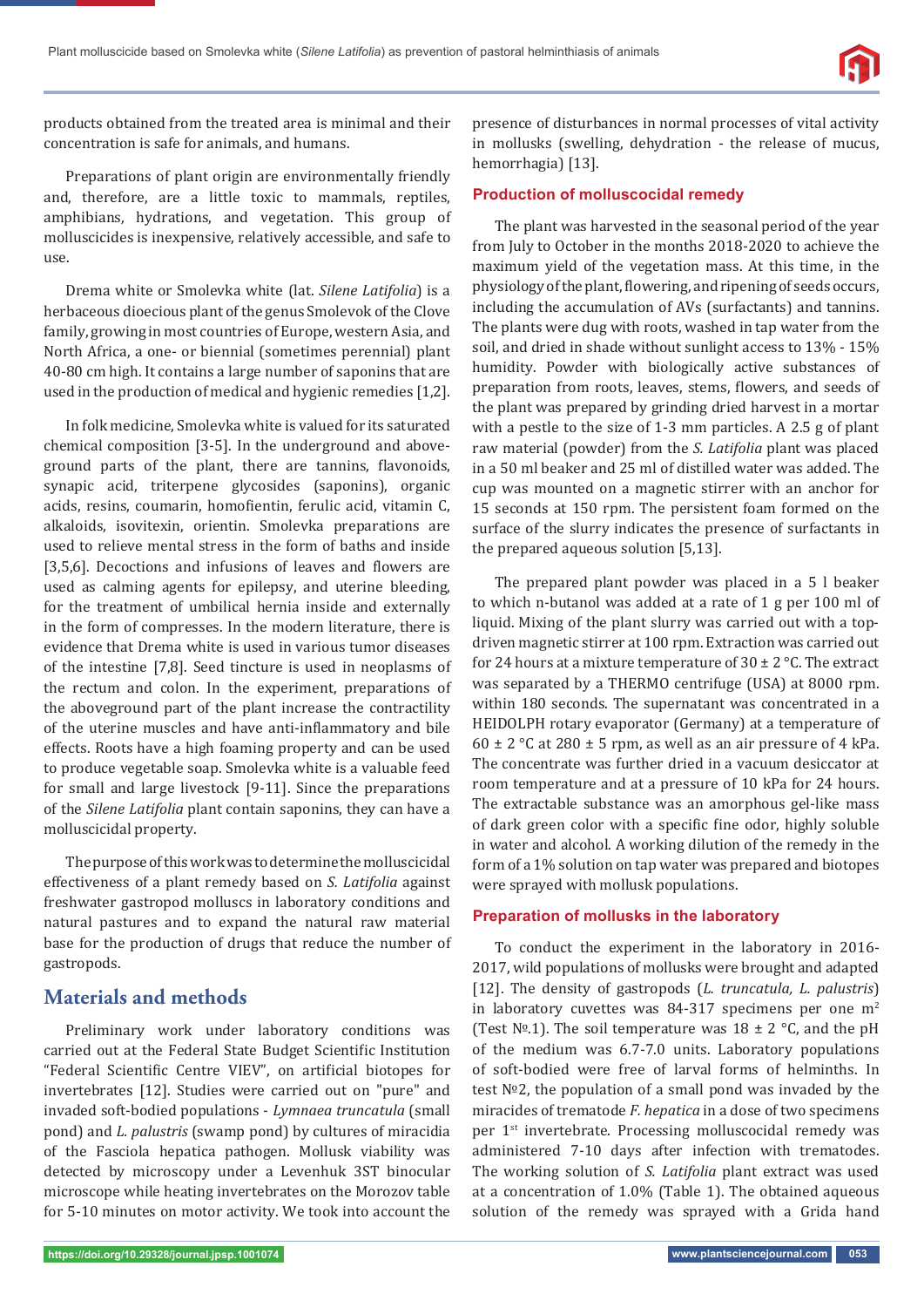products obtained from the treated area is minimal and their concentration is safe for animals, and humans.

Preparations of plant origin are environmentally friendly and, therefore, are a little toxic to mammals, reptiles, amphibians, hydrations, and vegetation. This group of molluscicides is inexpensive, relatively accessible, and safe to use.

Drema white or Smolevka white (lat. *Silene Latifolia*) is a herbaceous dioecious plant of the genus Smolevok of the Clove family, growing in most countries of Europe, western Asia, and North Africa, a one- or biennial (sometimes perennial) plant 40-80 cm high. It contains a large number of saponins that are used in the production of medical and hygienic remedies [1,2].

In folk medicine, Smolevka white is valued for its saturated chemical composition [3-5]. In the underground and above-ground parts of the plant, there are tannins, flavonoids, synapic acid, triterpene glycosides (saponins), organic acids, resins, coumarin, homofientin, ferulic acid, vitamin C, alkaloids, isovitexin, orientin. Smolevka preparations are used to relieve mental stress in the form of baths and inside [3,5,6]. Decoctions and infusions of leaves and flowers are used as calming agents for epilepsy, and uterine bleeding, for the treatment of umbilical hernia inside and externally in the form of compresses. In the modern literature, there is evidence that Drema white is used in various tumor diseases of the intestine [7,8]. Seed tincture is used in neoplasms of the rectum and colon. In the experiment, preparations of the aboveground part of the plant increase the contractility of the uterine muscles and have anti-inflammatory and bile effects. Roots have a high foaming property and can be used to produce vegetable soap. Smolevka white is a valuable feed for small and large livestock [9-11]. Since the preparations of the *Silene Latifolia* plant contain saponins, they can have a molluscicidal property.

The purpose of this work was to determine the molluscicidal effectiveness of a plant remedy based on *S. Latifolia* against freshwater gastropod molluscs in laboratory conditions and natural pastures and to expand the natural raw material base for the production of drugs that reduce the number of gastropods.

## Materials and methods

Preliminary work under laboratory conditions was carried out at the Federal State Budget Scientific Institution "Federal Scientific Centre VIEV", on artificial biotopes for invertebrates [12]. Studies were carried out on "pure" and invaded soft-bodied populations - *Lymnaea truncatula* (small pond) and *L. palustris* (swamp pond) by cultures of miracidia of the Fasciola hepatica pathogen. Mollusk viability was detected by microscopy under a Levenhuk 3ST binocular microscope while heating invertebrates on the Morozov table for 5-10 minutes on motor activity. We took into account the presence of disturbances in normal processes of vital activity in mollusks (swelling, dehydration - the release of mucus, hemorrhagia) [13].

### Production of molluscocidal remedy

The plant was harvested in the seasonal period of the year from July to October in the months 2018-2020 to achieve the maximum yield of the vegetation mass. At this time, in the physiology of the plant, flowering, and ripening of seeds occurs, including the accumulation of AVs (surfactants) and tannins. The plants were dug with roots, washed in tap water from the soil, and dried in shade without sunlight access to 13% - 15% humidity. Powder with biologically active substances of preparation from roots, leaves, stems, flowers, and seeds of the plant was prepared by grinding dried harvest in a mortar with a pestle to the size of 1-3 mm particles. A 2.5 g of plant raw material (powder) from the *S. Latifolia* plant was placed in a 50 ml beaker and 25 ml of distilled water was added. The cup was mounted on a magnetic stirrer with an anchor for 15 seconds at 150 rpm. The persistent foam formed on the surface of the slurry indicates the presence of surfactants in the prepared aqueous solution [5,13].

The prepared plant powder was placed in a 5 l beaker to which n-butanol was added at a rate of 1 g per 100 ml of liquid. Mixing of the plant slurry was carried out with a top-driven magnetic stirrer at 100 rpm. Extraction was carried out for 24 hours at a mixture temperature of 30 ± 2 °C. The extract was separated by a THERMO centrifuge (USA) at 8000 rpm. within 180 seconds. The supernatant was concentrated in a HEIDOLPH rotary evaporator (Germany) at a temperature of 60 ± 2 °C at 280 ± 5 rpm, as well as an air pressure of 4 kPa. The concentrate was further dried in a vacuum desiccator at room temperature and at a pressure of 10 kPa for 24 hours. The extractable substance was an amorphous gel-like mass of dark green color with a specific fine odor, highly soluble in water and alcohol. A working dilution of the remedy in the form of a 1% solution on tap water was prepared and biotopes were sprayed with mollusk populations.

### Preparation of mollusks in the laboratory

To conduct the experiment in the laboratory in 2016-2017, wild populations of mollusks were brought and adapted [12]. The density of gastropods (*L. truncatula, L. palustris*) in laboratory cuvettes was 84-317 specimens per one $m^2$ (Test №1). The soil temperature was 18 ± 2 °C, and the pH of the medium was 6.7-7.0 units. Laboratory populations of soft-bodied were free of larval forms of helminths. In test №2, the population of a small pond was invaded by the miracides of trematode *F. hepatica* in a dose of two specimens per 1st invertebrate. Processing molluscocidal remedy was administered 7-10 days after infection with trematodes. The working solution of *S. Latifolia* plant extract was used at a concentration of 1.0% (Table 1). The obtained aqueous solution of the remedy was sprayed with a Grida hand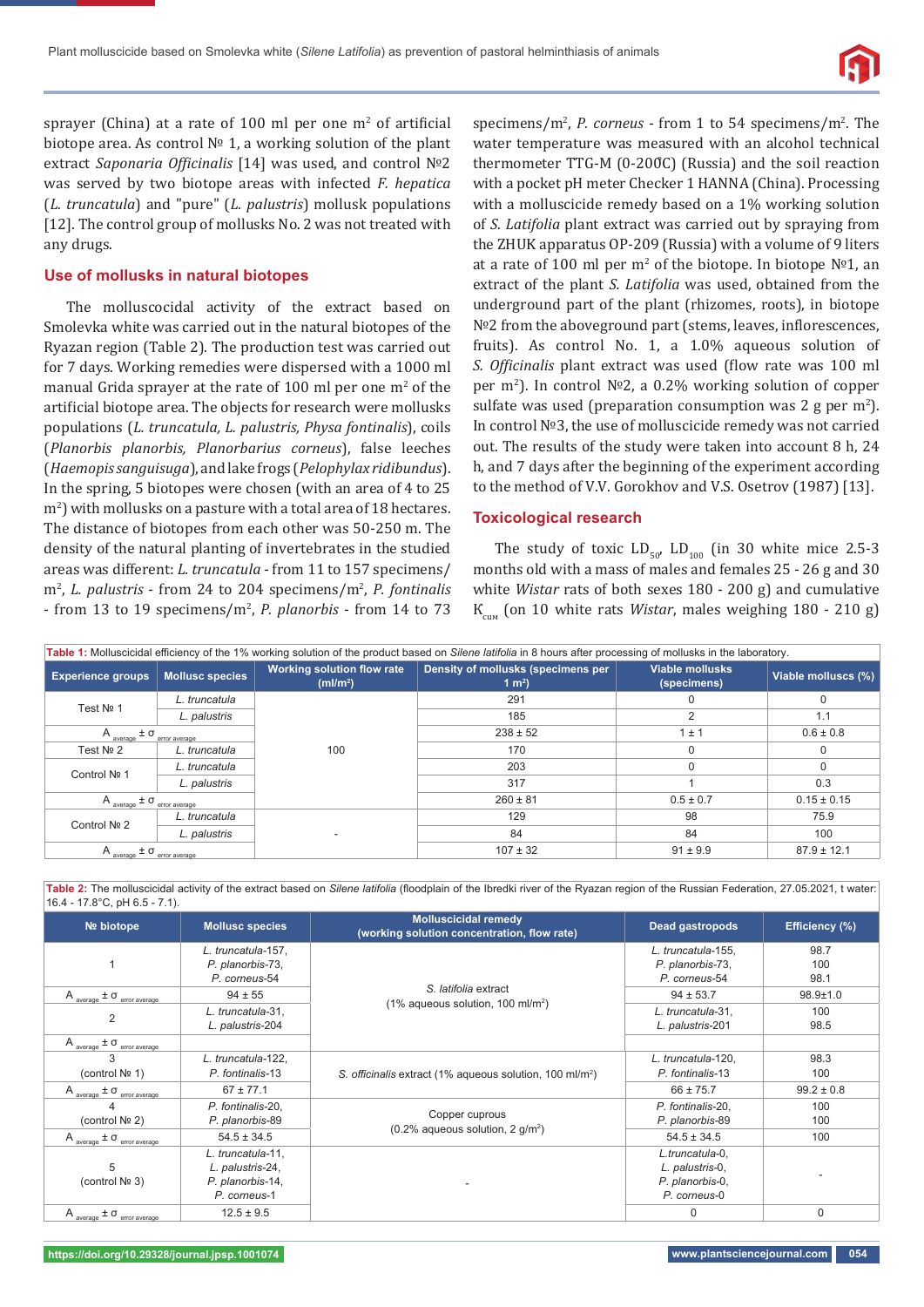sprayer (China) at a rate of 100 ml per one m$^2$ of artificial biotope area. As control № 1, a working solution of the plant extract *Saponaria Officinalis* [14] was used, and control №2 was served by two biotope areas with infected *F. hepatica* (*L. truncatula*) and "pure" (*L. palustris*) mollusk populations [12]. The control group of mollusks No. 2 was not treated with any drugs.

## Use of mollusks in natural biotopes

The molluscocidal activity of the extract based on Smolevka white was carried out in the natural biotopes of the Ryazan region (Table 2). The production test was carried out for 7 days. Working remedies were dispersed with a 1000 ml manual Grida sprayer at the rate of 100 ml per one m$^2$ of the artificial biotope area. The objects for research were mollusks populations (*L. truncatula, L. palustris, Physa fontinalis*), coils (*Planorbis planorbis, Planorbarius corneus*), false leeches (*Haemopis sanguisuga*), and lake frogs (*Pelophylax ridibundus*). In the spring, 5 biotopes were chosen (with an area of 4 to 25 m$^2$) with mollusks on a pasture with a total area of 18 hectares. The distance of biotopes from each other was 50-250 m. The density of the natural planting of invertebrates in the studied areas was different: *L. truncatula* - from 11 to 157 specimens/m$^2$, *L. palustris* - from 24 to 204 specimens/m$^2$, *P. fontinalis* - from 13 to 19 specimens/m$^2$, *P. planorbis* - from 14 to 73 specimens/m$^2$, *P. corneus* - from 1 to 54 specimens/m$^2$. The water temperature was measured with an alcohol technical thermometer TTG-M (0-200̊C) (Russia) and the soil reaction with a pocket pH meter Checker 1 HANNA (China). Processing with a molluscicide remedy based on a 1% working solution of *S. Latifolia* plant extract was carried out by spraying from the ZHUK apparatus OP-209 (Russia) with a volume of 9 liters at a rate of 100 ml per m$^2$ of the biotope. In biotope №1, an extract of the plant *S. Latifolia* was used, obtained from the underground part of the plant (rhizomes, roots), in biotope №2 from the aboveground part (stems, leaves, inflorescences, fruits). As control No. 1, a 1.0% aqueous solution of *S. Officinalis* plant extract was used (flow rate was 100 ml per m$^2$). In control №2, a 0.2% working solution of copper sulfate was used (preparation consumption was 2 g per m$^2$). In control №3, the use of molluscicide remedy was not carried out. The results of the study were taken into account 8 h, 24 h, and 7 days after the beginning of the experiment according to the method of V.V. Gorokhov and V.S. Osetrov (1987) [13].

## Toxicological research

The study of toxic $LD_{50}$, $LD_{100}$ (in 30 white mice 2.5-3 months old with a mass of males and females 25 - 26 g and 30 white *Wistar* rats of both sexes 180 - 200 g) and cumulative $K_{cum}$ (on 10 white rats *Wistar*, males weighing 180 - 210 g)

**Table 1:** Molluscicidal efficiency of the 1% working solution of the product based on *Silene latifolia* in 8 hours after processing of mollusks in the laboratory.

| Experience groups | Mollusc species | Working solution flow rate (ml/m$^2$) | Density of mollusks (specimens per 1 m$^2$) | Viable mollusks (specimens) | Viable molluscs (%) |
|---|---|---|---|---|---|
| Test № 1 | *L. truncatula* | 100 | 291 | 0 | 0 |
| | *L. palustris* | | 185 | 2 | 1.1 |
| $A_{average} \pm \sigma_{error\ average}$ | | | 238 ± 52 | 1 ± 1 | 0.6 ± 0.8 |
| Test № 2 | *L. truncatula* | | 170 | 0 | 0 |
| Control № 1 | *L. truncatula* | | 203 | 0 | 0 |
| | *L. palustris* | | 317 | 1 | 0.3 |
| $A_{average} \pm \sigma_{error\ average}$ | | | 260 ± 81 | 0.5 ± 0.7 | 0.15 ± 0.15 |
| Control № 2 | *L. truncatula* | - | 129 | 98 | 75.9 |
| | *L. palustris* | | 84 | 84 | 100 |
| $A_{average} \pm \sigma_{error\ average}$ | | | 107 ± 32 | 91 ± 9.9 | 87.9 ± 12.1 |

**Table 2:** The molluscicidal activity of the extract based on *Silene latifolia* (floodplain of the Ibredki river of the Ryazan region of the Russian Federation, 27.05.2021, t water: 16.4 - 17.8°C, pH 6.5 - 7.1).

| № biotope | Mollusc species | Molluscicidal remedy (working solution concentration, flow rate) | Dead gastropods | Efficiency (%) |
|---|---|---|---|---|
| 1 | *L. truncatula*-157, *P. planorbis*-73, *P. corneus*-54 | *S. latifolia* extract (1% aqueous solution, 100 ml/m$^2$) | *L. truncatula*-155, *P. planorbis*-73, *P. corneus*-54 | 98.7, 100, 98.1 |
| $A_{average} \pm \sigma_{error\ average}$ | 94 ± 55 | | 94 ± 53.7 | 98.9±1.0 |
| 2 | *L. truncatula*-31, *L. palustris*-204 | | *L. truncatula*-31, *L. palustris*-201 | 100, 98.5 |
| $A_{average} \pm \sigma_{error\ average}$ | | | | |
| 3 (control № 1) | *L. truncatula*-122, *P. fontinalis*-13 | *S. officinalis* extract (1% aqueous solution, 100 ml/m$^2$) | *L. truncatula*-120, *P. fontinalis*-13 | 98.3, 100 |
| $A_{average} \pm \sigma_{error\ average}$ | 67 ± 77.1 | | 66 ± 75.7 | 99.2 ± 0.8 |
| 4 (control № 2) | *P. fontinalis*-20, *P. planorbis*-89 | Copper cuprous (0.2% aqueous solution, 2 g/m$^2$) | *P. fontinalis*-20, *P. planorbis*-89 | 100, 100 |
| $A_{average} \pm \sigma_{error\ average}$ | 54.5 ± 34.5 | | 54.5 ± 34.5 | 100 |
| 5 (control № 3) | *L. truncatula*-11, *L. palustris*-24, *P. planorbis*-14, *P. corneus*-1 | - | *L.truncatula*-0, *L. palustris*-0, *P. planorbis*-0, *P. corneus*-0 | - |
| $A_{average} \pm \sigma_{error\ average}$ | 12.5 ± 9.5 | | 0 | 0 |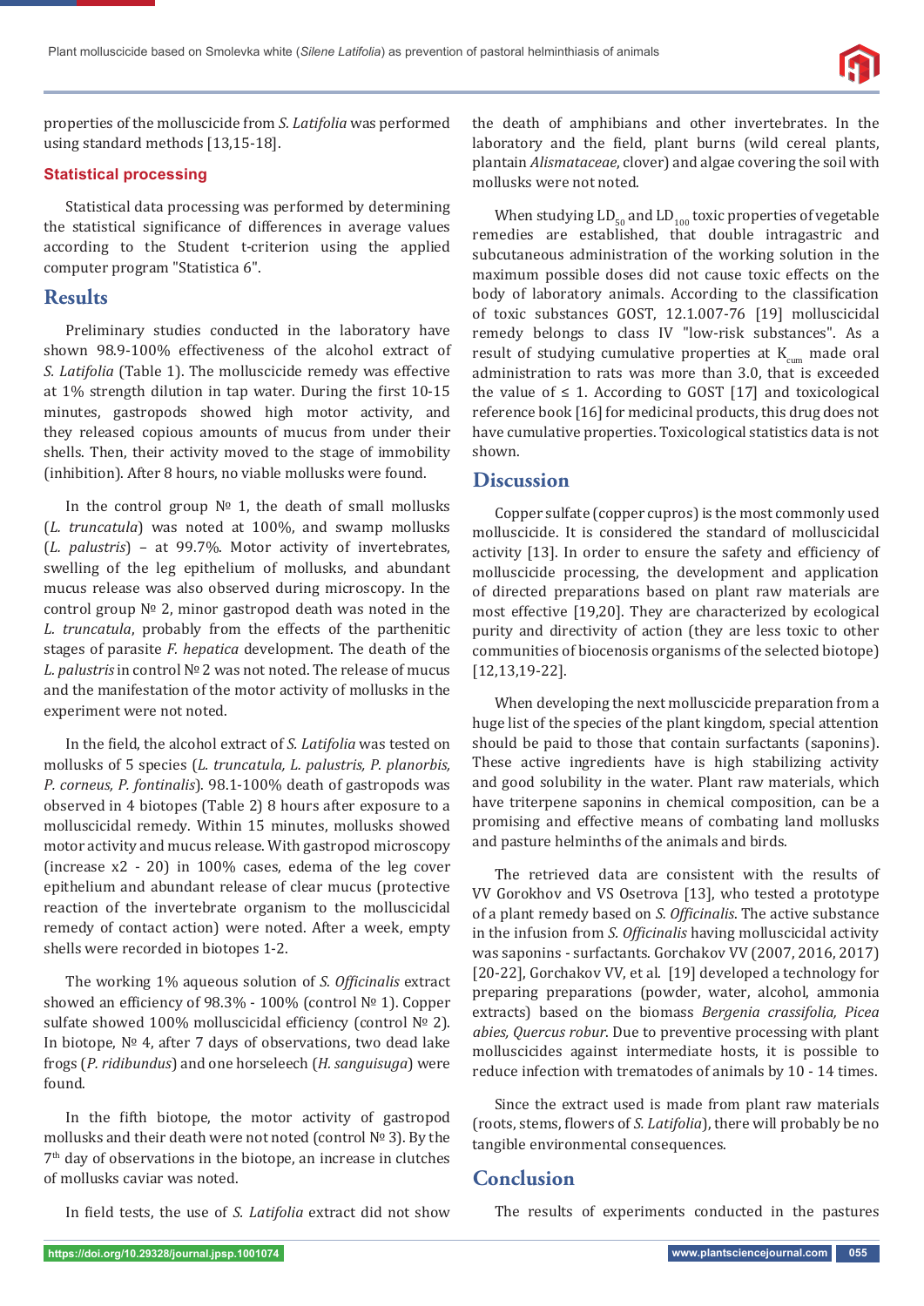properties of the molluscicide from *S. Latifolia* was performed using standard methods [13,15-18].

### Statistical processing

Statistical data processing was performed by determining the statistical significance of differences in average values according to the Student t-criterion using the applied computer program "Statistica 6".

## Results

Preliminary studies conducted in the laboratory have shown 98.9-100% effectiveness of the alcohol extract of *S. Latifolia* (Table 1). The molluscicide remedy was effective at 1% strength dilution in tap water. During the first 10-15 minutes, gastropods showed high motor activity, and they released copious amounts of mucus from under their shells. Then, their activity moved to the stage of immobility (inhibition). After 8 hours, no viable mollusks were found.

In the control group № 1, the death of small mollusks (*L. truncatula*) was noted at 100%, and swamp mollusks (*L. palustris*) – at 99.7%. Motor activity of invertebrates, swelling of the leg epithelium of mollusks, and abundant mucus release was also observed during microscopy. In the control group № 2, minor gastropod death was noted in the *L. truncatula*, probably from the effects of the parthenitic stages of parasite *F. hepatica* development. The death of the *L. palustris* in control № 2 was not noted. The release of mucus and the manifestation of the motor activity of mollusks in the experiment were not noted.

In the field, the alcohol extract of *S. Latifolia* was tested on mollusks of 5 species (*L. truncatula, L. palustris, P. planorbis, P. corneus, P. fontinalis*). 98.1-100% death of gastropods was observed in 4 biotopes (Table 2) 8 hours after exposure to a molluscicidal remedy. Within 15 minutes, mollusks showed motor activity and mucus release. With gastropod microscopy (increase x2 - 20) in 100% cases, edema of the leg cover epithelium and abundant release of clear mucus (protective reaction of the invertebrate organism to the molluscicidal remedy of contact action) were noted. After a week, empty shells were recorded in biotopes 1-2.

The working 1% aqueous solution of *S. Officinalis* extract showed an efficiency of 98.3% - 100% (control № 1). Copper sulfate showed 100% molluscicidal efficiency (control № 2). In biotope, № 4, after 7 days of observations, two dead lake frogs (*P. ridibundus*) and one horseleech (*H. sanguisuga*) were found.

In the fifth biotope, the motor activity of gastropod mollusks and their death were not noted (control № 3). By the 7th day of observations in the biotope, an increase in clutches of mollusks caviar was noted.

In field tests, the use of *S. Latifolia* extract did not show the death of amphibians and other invertebrates. In the laboratory and the field, plant burns (wild cereal plants, plantain *Alismataceae*, clover) and algae covering the soil with mollusks were not noted.

When studying $LD_{50}$ and $LD_{100}$ toxic properties of vegetable remedies are established, that double intragastric and subcutaneous administration of the working solution in the maximum possible doses did not cause toxic effects on the body of laboratory animals. According to the classification of toxic substances GOST, 12.1.007-76 [19] molluscicidal remedy belongs to class IV "low-risk substances". As a result of studying cumulative properties at $K_{cum}$ made oral administration to rats was more than 3.0, that is exceeded the value of ≤ 1. According to GOST [17] and toxicological reference book [16] for medicinal products, this drug does not have cumulative properties. Toxicological statistics data is not shown.

## Discussion

Copper sulfate (copper cupros) is the most commonly used molluscicide. It is considered the standard of molluscicidal activity [13]. In order to ensure the safety and efficiency of molluscicide processing, the development and application of directed preparations based on plant raw materials are most effective [19,20]. They are characterized by ecological purity and directivity of action (they are less toxic to other communities of biocenosis organisms of the selected biotope) [12,13,19-22].

When developing the next molluscicide preparation from a huge list of the species of the plant kingdom, special attention should be paid to those that contain surfactants (saponins). These active ingredients have is high stabilizing activity and good solubility in the water. Plant raw materials, which have triterpene saponins in chemical composition, can be a promising and effective means of combating land mollusks and pasture helminths of the animals and birds.

The retrieved data are consistent with the results of VV Gorokhov and VS Osetrova [13], who tested a prototype of a plant remedy based on *S. Officinalis*. The active substance in the infusion from *S. Officinalis* having molluscicidal activity was saponins - surfactants. Gorchakov VV (2007, 2016, 2017) [20-22], Gorchakov VV, et al. [19] developed a technology for preparing preparations (powder, water, alcohol, ammonia extracts) based on the biomass *Bergenia crassifolia, Picea abies, Quercus robur*. Due to preventive processing with plant molluscicides against intermediate hosts, it is possible to reduce infection with trematodes of animals by 10 - 14 times.

Since the extract used is made from plant raw materials (roots, stems, flowers of *S. Latifolia*), there will probably be no tangible environmental consequences.

## Conclusion

The results of experiments conducted in the pastures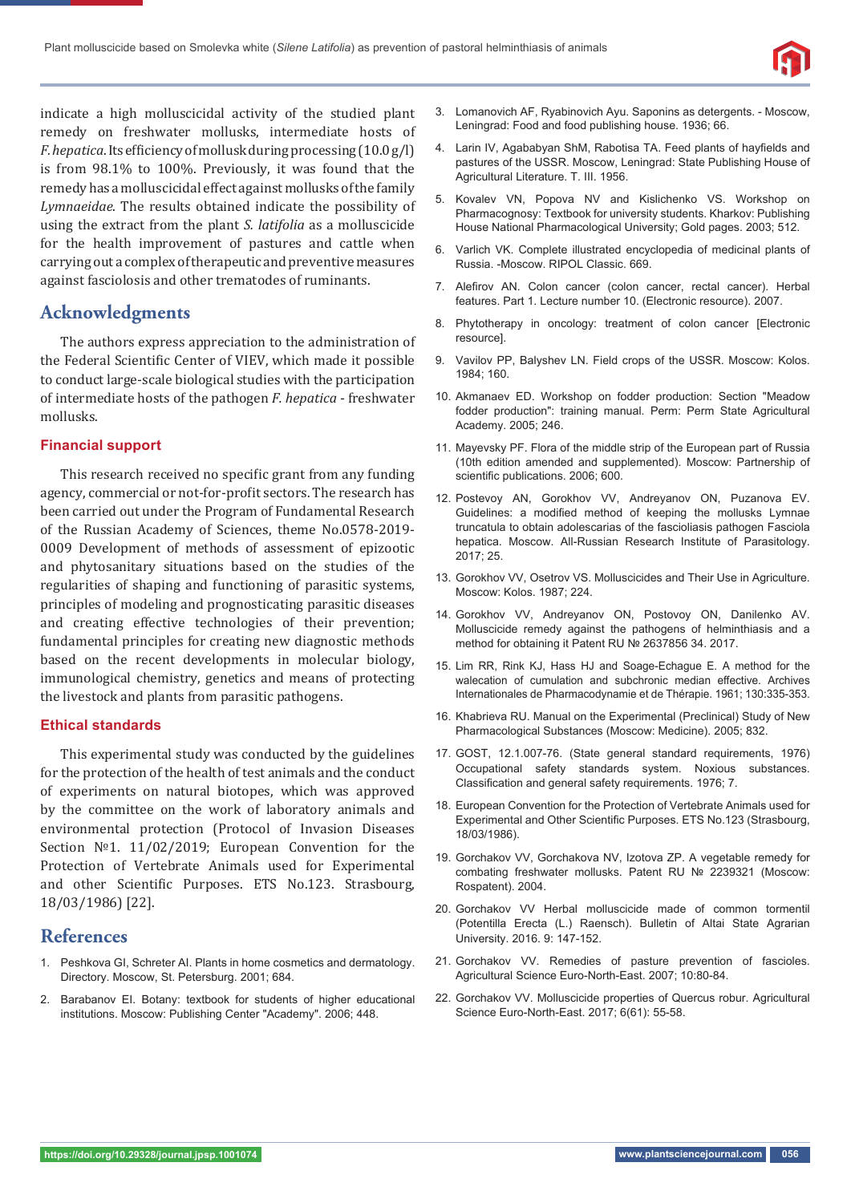indicate a high molluscicidal activity of the studied plant remedy on freshwater mollusks, intermediate hosts of *F. hepatica*. Its efficiency of mollusk during processing (10.0 g/l) is from 98.1% to 100%. Previously, it was found that the remedy has a molluscicidal effect against mollusks of the family *Lymnaeidae*. The results obtained indicate the possibility of using the extract from the plant *S. latifolia* as a molluscicide for the health improvement of pastures and cattle when carrying out a complex of therapeutic and preventive measures against fasciolosis and other trematodes of ruminants.

## Acknowledgments

The authors express appreciation to the administration of the Federal Scientific Center of VIEV, which made it possible to conduct large-scale biological studies with the participation of intermediate hosts of the pathogen *F. hepatica* - freshwater mollusks.

### Financial support

This research received no specific grant from any funding agency, commercial or not-for-profit sectors. The research has been carried out under the Program of Fundamental Research of the Russian Academy of Sciences, theme No.0578-2019-0009 Development of methods of assessment of epizootic and phytosanitary situations based on the studies of the regularities of shaping and functioning of parasitic systems, principles of modeling and prognosticating parasitic diseases and creating effective technologies of their prevention; fundamental principles for creating new diagnostic methods based on the recent developments in molecular biology, immunological chemistry, genetics and means of protecting the livestock and plants from parasitic pathogens.

### Ethical standards

This experimental study was conducted by the guidelines for the protection of the health of test animals and the conduct of experiments on natural biotopes, which was approved by the committee on the work of laboratory animals and environmental protection (Protocol of Invasion Diseases Section №1. 11/02/2019; European Convention for the Protection of Vertebrate Animals used for Experimental and other Scientific Purposes. ETS No.123. Strasbourg, 18/03/1986) [22].

## References

1. Peshkova GI, Schreter AI. Plants in home cosmetics and dermatology. Directory. Moscow, St. Petersburg. 2001; 684.
2. Barabanov EI. Botany: textbook for students of higher educational institutions. Moscow: Publishing Center "Academy". 2006; 448.
3. Lomanovich AF, Ryabinovich Ayu. Saponins as detergents. - Moscow, Leningrad: Food and food publishing house. 1936; 66.
4. Larin IV, Agababyan ShM, Rabotisa TA. Feed plants of hayfields and pastures of the USSR. Moscow, Leningrad: State Publishing House of Agricultural Literature. T. III. 1956.
5. Kovalev VN, Popova NV and Kislichenko VS. Workshop on Pharmacognosy: Textbook for university students. Kharkov: Publishing House National Pharmacological University; Gold pages. 2003; 512.
6. Varlich VK. Complete illustrated encyclopedia of medicinal plants of Russia. -Moscow. RIPOL Classic. 669.
7. Alefirov AN. Colon cancer (colon cancer, rectal cancer). Herbal features. Part 1. Lecture number 10. (Electronic resource). 2007.
8. Phytotherapy in oncology: treatment of colon cancer [Electronic resource].
9. Vavilov PP, Balyshev LN. Field crops of the USSR. Moscow: Kolos. 1984; 160.
10. Akmanaev ED. Workshop on fodder production: Section "Meadow fodder production": training manual. Perm: Perm State Agricultural Academy. 2005; 246.
11. Mayevsky PF. Flora of the middle strip of the European part of Russia (10th edition amended and supplemented). Moscow: Partnership of scientific publications. 2006; 600.
12. Postevoy AN, Gorokhov VV, Andreyanov ON, Puzanova EV. Guidelines: a modified method of keeping the mollusks Lymnae truncatula to obtain adolescarias of the fascioliasis pathogen Fasciola hepatica. Moscow. All-Russian Research Institute of Parasitology. 2017; 25.
13. Gorokhov VV, Osetrov VS. Molluscicides and Their Use in Agriculture. Moscow: Kolos. 1987; 224.
14. Gorokhov VV, Andreyanov ON, Postovoy ON, Danilenko AV. Molluscicide remedy against the pathogens of helminthiasis and a method for obtaining it Patent RU № 2637856 34. 2017.
15. Lim RR, Rink KJ, Hass HJ and Soage-Echague E. A method for the walecation of cumulation and subchronic median effective. Archives Internationales de Pharmacodynamie et de Thérapie. 1961; 130:335-353.
16. Khabrieva RU. Manual on the Experimental (Preclinical) Study of New Pharmacological Substances (Moscow: Medicine). 2005; 832.
17. GOST, 12.1.007-76. (State general standard requirements, 1976) Occupational safety standards system. Noxious substances. Classification and general safety requirements. 1976; 7.
18. European Convention for the Protection of Vertebrate Animals used for Experimental and Other Scientific Purposes. ETS No.123 (Strasbourg, 18/03/1986).
19. Gorchakov VV, Gorchakova NV, Izotova ZP. A vegetable remedy for combating freshwater mollusks. Patent RU № 2239321 (Moscow: Rospatent). 2004.
20. Gorchakov VV Herbal molluscicide made of common tormentil (Potentilla Erecta (L.) Raensch). Bulletin of Altai State Agrarian University. 2016. 9: 147-152.
21. Gorchakov VV. Remedies of pasture prevention of fascioles. Agricultural Science Euro-North-East. 2007; 10:80-84.
22. Gorchakov VV. Molluscicide properties of Quercus robur. Agricultural Science Euro-North-East. 2017; 6(61): 55-58.